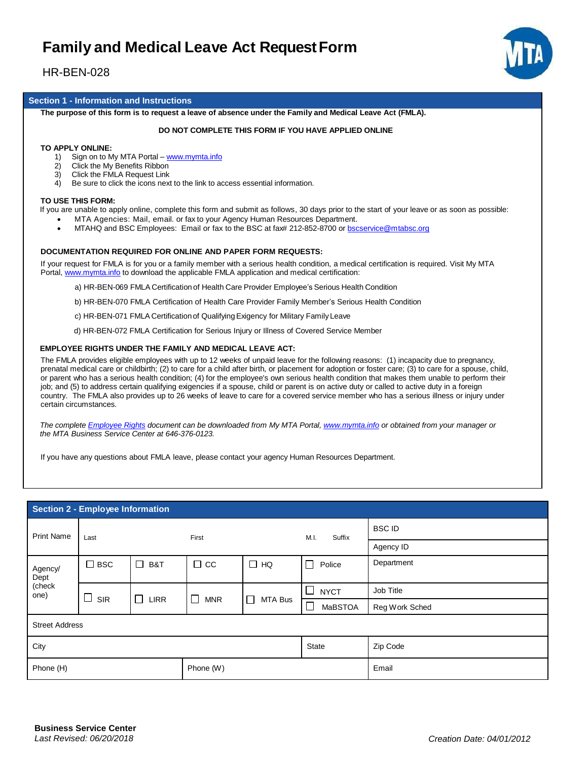# Family and Medical Leave Act Request Form

HR-BEN-028

## Section 1 - Information and Instructions

**The purpose of this form is to request a leave of absence under the Family and Medical Leave Act (FMLA).**

**DO NOT COMPLETE THIS FORM IF YOU HAVE APPLIED ONLINE**

**TO APPLY ONLINE:**

1) Sign on to My MTA Portal – www.mymta.info
2) Click the My Benefits Ribbon
3) Click the FMLA Request Link
4) Be sure to click the icons next to the link to access essential information.

**TO USE THIS FORM:**

If you are unable to apply online, complete this form and submit as follows, 30 days prior to the start of your leave or as soon as possible:

- MTA Agencies: Mail, email. or fax to your Agency Human Resources Department.
- MTAHQ and BSC Employees: Email or fax to the BSC at fax# 212-852-8700 or bscservice@mtabsc.org

**DOCUMENTATION REQUIRED FOR ONLINE AND PAPER FORM REQUESTS:**

If your request for FMLA is for you or a family member with a serious health condition, a medical certification is required. Visit My MTA Portal, www.mymta.info to download the applicable FMLA application and medical certification:

a) HR-BEN-069 FMLA Certification of Health Care Provider Employee's Serious Health Condition

b) HR-BEN-070 FMLA Certification of Health Care Provider Family Member's Serious Health Condition

c) HR-BEN-071 FMLA Certification of Qualifying Exigency for Military Family Leave

d) HR-BEN-072 FMLA Certification for Serious Injury or Illness of Covered Service Member

**EMPLOYEE RIGHTS UNDER THE FAMILY AND MEDICAL LEAVE ACT:**

The FMLA provides eligible employees with up to 12 weeks of unpaid leave for the following reasons: (1) incapacity due to pregnancy, prenatal medical care or childbirth; (2) to care for a child after birth, or placement for adoption or foster care; (3) to care for a spouse, child, or parent who has a serious health condition; (4) for the employee's own serious health condition that makes them unable to perform their job; and (5) to address certain qualifying exigencies if a spouse, child or parent is on active duty or called to active duty in a foreign country. The FMLA also provides up to 26 weeks of leave to care for a covered service member who has a serious illness or injury under certain circumstances.

*The complete Employee Rights document can be downloaded from My MTA Portal, www.mymta.info or obtained from your manager or the MTA Business Service Center at 646-376-0123.*

If you have any questions about FMLA leave, please contact your agency Human Resources Department.

## Section 2 - Employee Information

| Print Name | Last | | First | | M.I. Suffix | BSC ID |
|---|---|---|---|---|---|---|
| | | | | | | Agency ID |
| Agency/ Dept (check one) | ☐ BSC | ☐ B&T | ☐ CC | ☐ HQ | ☐ Police | Department |
| | ☐ SIR | ☐ LIRR | ☐ MNR | ☐ MTA Bus | ☐ NYCT | Job Title |
| | | | | | ☐ MaBSTOA | Reg Work Sched |
| Street Address | | | | | | |
| City | | | | | State | Zip Code |
| Phone (H) | | Phone (W) | | | | Email |

**Business Service Center**
*Last Revised: 06/20/2018*

*Creation Date: 04/01/2012*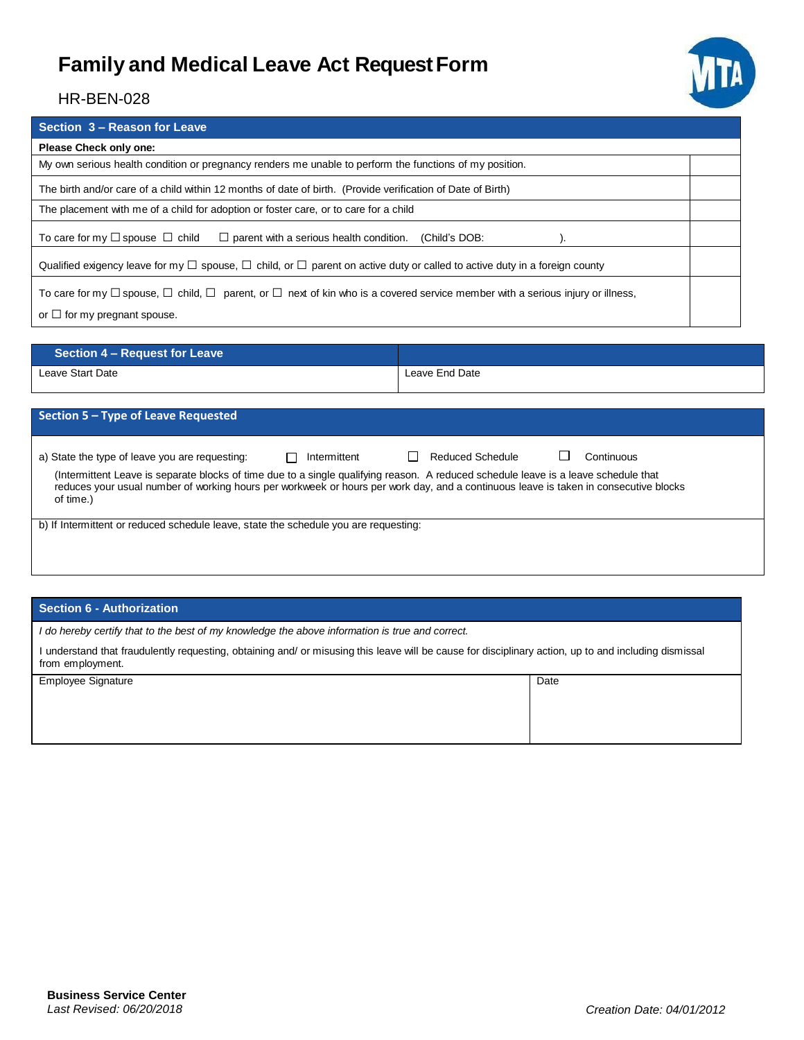# Family and Medical Leave Act Request Form

HR-BEN-028

| Section 3 – Reason for Leave | |
|---|---|
| **Please Check only one:** | |
| My own serious health condition or pregnancy renders me unable to perform the functions of my position. | |
| The birth and/or care of a child within 12 months of date of birth. (Provide verification of Date of Birth) | |
| The placement with me of a child for adoption or foster care, or to care for a child | |
| To care for my ☐ spouse ☐ child ☐ parent with a serious health condition. (Child's DOB: ). | |
| Qualified exigency leave for my ☐ spouse, ☐ child, or ☐ parent on active duty or called to active duty in a foreign county | |
| To care for my ☐ spouse, ☐ child, ☐ parent, or ☐ next of kin who is a covered service member with a serious injury or illness, or ☐ for my pregnant spouse. | |

| Section 4 – Request for Leave | |
|---|---|
| Leave Start Date | Leave End Date |

| Section 5 – Type of Leave Requested |
|---|
| a) State the type of leave you are requesting: ☐ Intermittent ☐ Reduced Schedule ☐ Continuous<br>(Intermittent Leave is separate blocks of time due to a single qualifying reason. A reduced schedule leave is a leave schedule that reduces your usual number of working hours per workweek or hours per work day, and a continuous leave is taken in consecutive blocks of time.) |
| b) If Intermittent or reduced schedule leave, state the schedule you are requesting: |

| Section 6 - Authorization | |
|---|---|
| *I do hereby certify that to the best of my knowledge the above information is true and correct.*<br>I understand that fraudulently requesting, obtaining and/ or misusing this leave will be cause for disciplinary action, up to and including dismissal from employment. | |
| Employee Signature | Date |

**Business Service Center**
*Last Revised: 06/20/2018*

*Creation Date: 04/01/2012*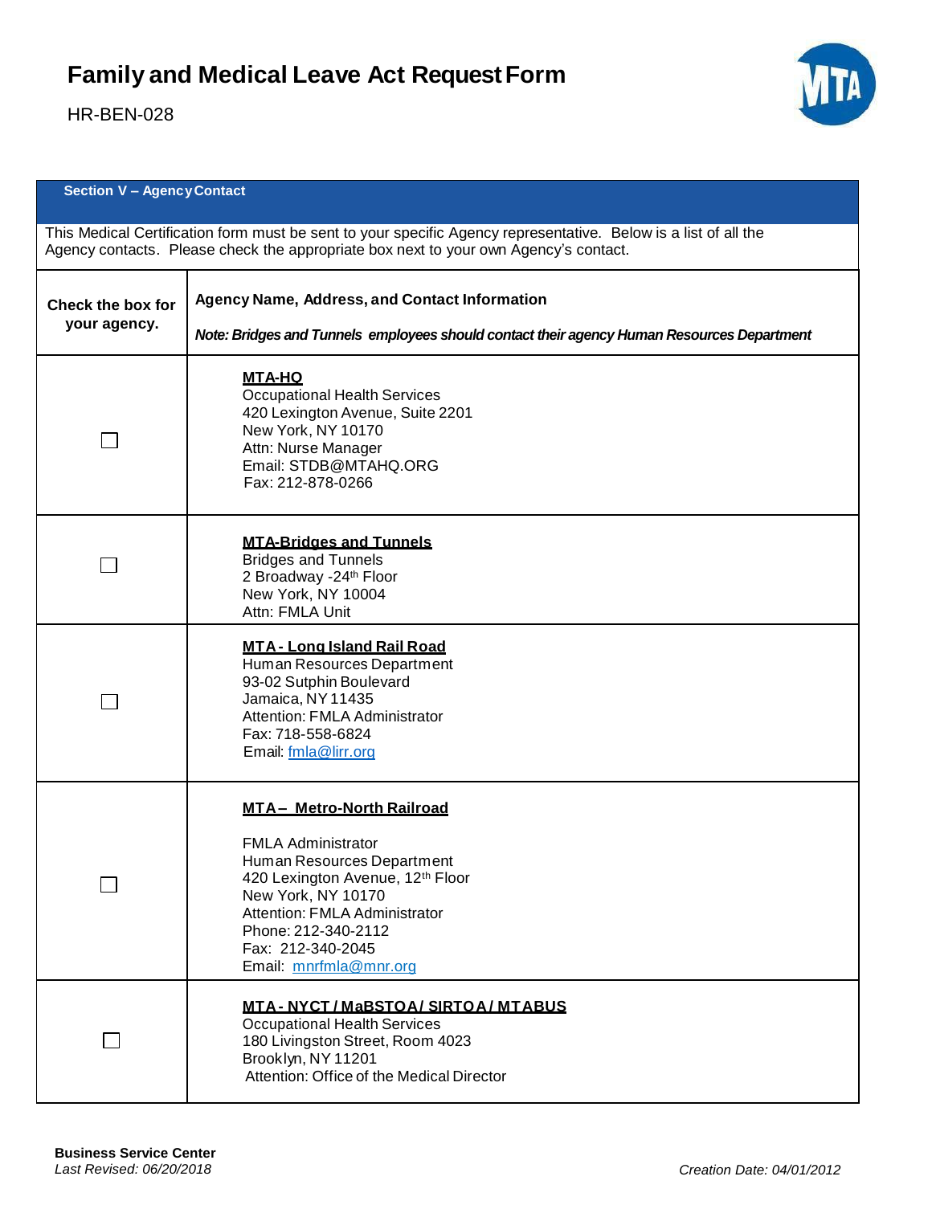# Family and Medical Leave Act Request Form

HR-BEN-028

## Section V – Agency Contact

This Medical Certification form must be sent to your specific Agency representative. Below is a list of all the Agency contacts. Please check the appropriate box next to your own Agency's contact.

| Check the box for your agency. | Agency Name, Address, and Contact Information<br>*Note: Bridges and Tunnels employees should contact their agency Human Resources Department* |
|---|---|
| ☐ | **MTA-HQ**<br>Occupational Health Services<br>420 Lexington Avenue, Suite 2201<br>New York, NY 10170<br>Attn: Nurse Manager<br>Email: STDB@MTAHQ.ORG<br>Fax: 212-878-0266 |
| ☐ | **MTA-Bridges and Tunnels**<br>Bridges and Tunnels<br>2 Broadway -24th Floor<br>New York, NY 10004<br>Attn: FMLA Unit |
| ☐ | **MTA - Long Island Rail Road**<br>Human Resources Department<br>93-02 Sutphin Boulevard<br>Jamaica, NY 11435<br>Attention: FMLA Administrator<br>Fax: 718-558-6824<br>Email: fmla@lirr.org |
| ☐ | **MTA – Metro-North Railroad**<br>FMLA Administrator<br>Human Resources Department<br>420 Lexington Avenue, 12th Floor<br>New York, NY 10170<br>Attention: FMLA Administrator<br>Phone: 212-340-2112<br>Fax: 212-340-2045<br>Email: mnrfmla@mnr.org |
| ☐ | **MTA - NYCT / MaBSTOA / SIRTOA / MTABUS**<br>Occupational Health Services<br>180 Livingston Street, Room 4023<br>Brooklyn, NY 11201<br>Attention: Office of the Medical Director |

**Business Service Center**
*Last Revised: 06/20/2018*

*Creation Date: 04/01/2012*